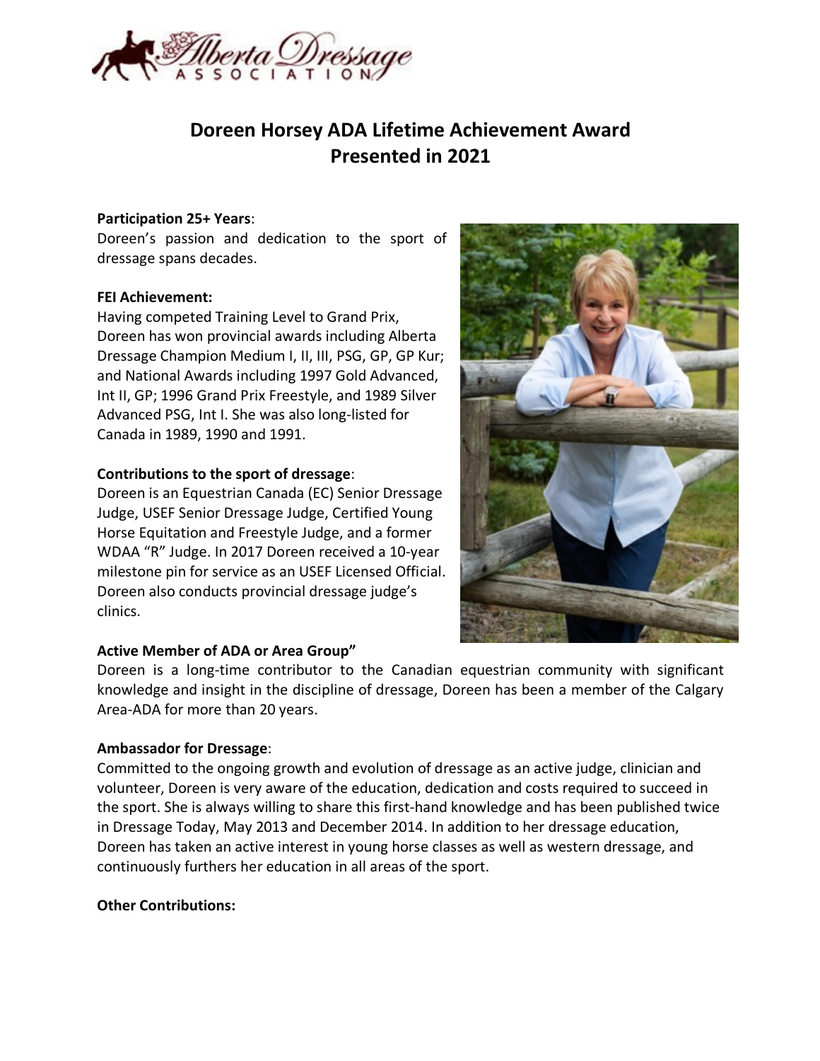# Doreen Horsey ADA Lifetime Achievement Award
# Presented in 2021

**Participation 25+ Years**:
Doreen's passion and dedication to the sport of dressage spans decades.

**FEI Achievement:**
Having competed Training Level to Grand Prix, Doreen has won provincial awards including Alberta Dressage Champion Medium I, II, III, PSG, GP, GP Kur; and National Awards including 1997 Gold Advanced, Int II, GP; 1996 Grand Prix Freestyle, and 1989 Silver Advanced PSG, Int I. She was also long-listed for Canada in 1989, 1990 and 1991.

**Contributions to the sport of dressage**:
Doreen is an Equestrian Canada (EC) Senior Dressage Judge, USEF Senior Dressage Judge, Certified Young Horse Equitation and Freestyle Judge, and a former WDAA "R" Judge. In 2017 Doreen received a 10-year milestone pin for service as an USEF Licensed Official. Doreen also conducts provincial dressage judge's clinics.

**Active Member of ADA or Area Group"**
Doreen is a long-time contributor to the Canadian equestrian community with significant knowledge and insight in the discipline of dressage, Doreen has been a member of the Calgary Area-ADA for more than 20 years.

**Ambassador for Dressage**:
Committed to the ongoing growth and evolution of dressage as an active judge, clinician and volunteer, Doreen is very aware of the education, dedication and costs required to succeed in the sport. She is always willing to share this first-hand knowledge and has been published twice in Dressage Today, May 2013 and December 2014. In addition to her dressage education, Doreen has taken an active interest in young horse classes as well as western dressage, and continuously furthers her education in all areas of the sport.

**Other Contributions:**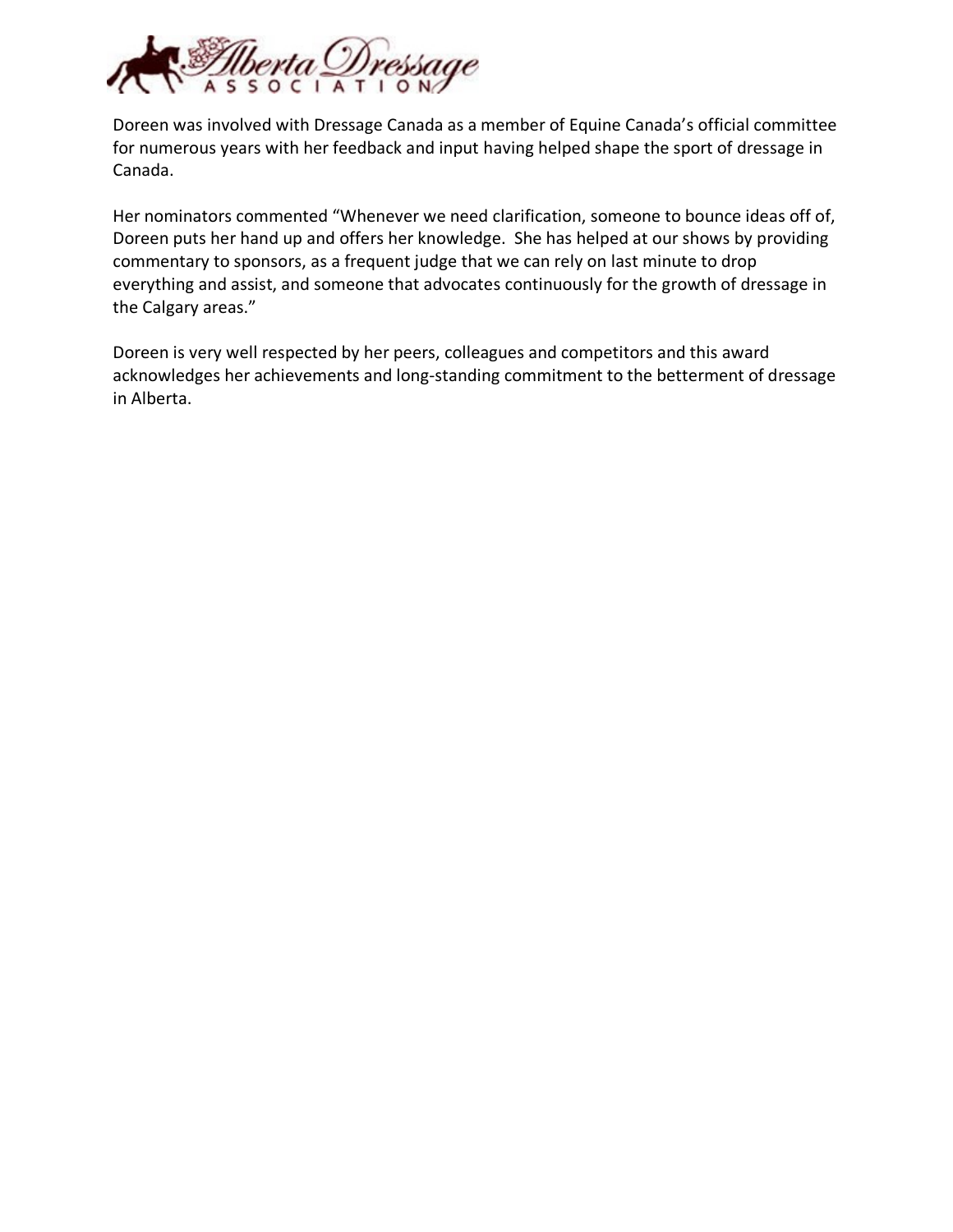Doreen was involved with Dressage Canada as a member of Equine Canada's official committee for numerous years with her feedback and input having helped shape the sport of dressage in Canada.

Her nominators commented "Whenever we need clarification, someone to bounce ideas off of, Doreen puts her hand up and offers her knowledge. She has helped at our shows by providing commentary to sponsors, as a frequent judge that we can rely on last minute to drop everything and assist, and someone that advocates continuously for the growth of dressage in the Calgary areas."

Doreen is very well respected by her peers, colleagues and competitors and this award acknowledges her achievements and long-standing commitment to the betterment of dressage in Alberta.